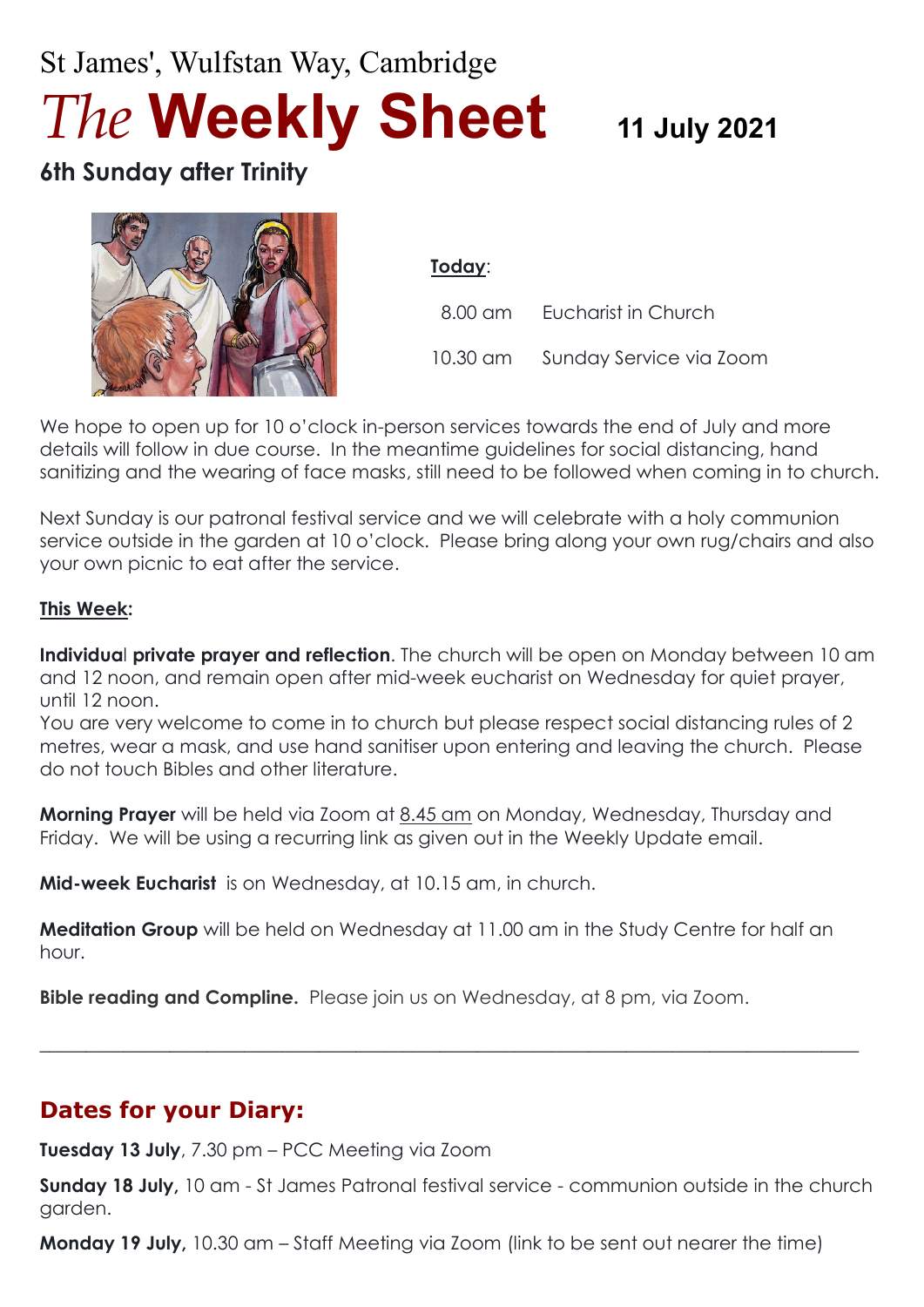St James', Wulfstan Way, Cambridge

# *The* **Weekly Sheet** 11 July 2021

## 6th Sunday after Trinity

**Today**:

| | |
|---|---|
| 8.00 am | Eucharist in Church |
| 10.30 am | Sunday Service via Zoom |

We hope to open up for 10 o'clock in-person services towards the end of July and more details will follow in due course. In the meantime guidelines for social distancing, hand sanitizing and the wearing of face masks, still need to be followed when coming in to church.

Next Sunday is our patronal festival service and we will celebrate with a holy communion service outside in the garden at 10 o'clock. Please bring along your own rug/chairs and also your own picnic to eat after the service.

**This Week:**

**Individual private prayer and reflection**. The church will be open on Monday between 10 am and 12 noon, and remain open after mid-week eucharist on Wednesday for quiet prayer, until 12 noon.
You are very welcome to come in to church but please respect social distancing rules of 2 metres, wear a mask, and use hand sanitiser upon entering and leaving the church. Please do not touch Bibles and other literature.

**Morning Prayer** will be held via Zoom at 8.45 am on Monday, Wednesday, Thursday and Friday. We will be using a recurring link as given out in the Weekly Update email.

**Mid-week Eucharist** is on Wednesday, at 10.15 am, in church.

**Meditation Group** will be held on Wednesday at 11.00 am in the Study Centre for half an hour.

**Bible reading and Compline.** Please join us on Wednesday, at 8 pm, via Zoom.

---

## Dates for your Diary:

**Tuesday 13 July**, 7.30 pm – PCC Meeting via Zoom

**Sunday 18 July,** 10 am - St James Patronal festival service - communion outside in the church garden.

**Monday 19 July,** 10.30 am – Staff Meeting via Zoom (link to be sent out nearer the time)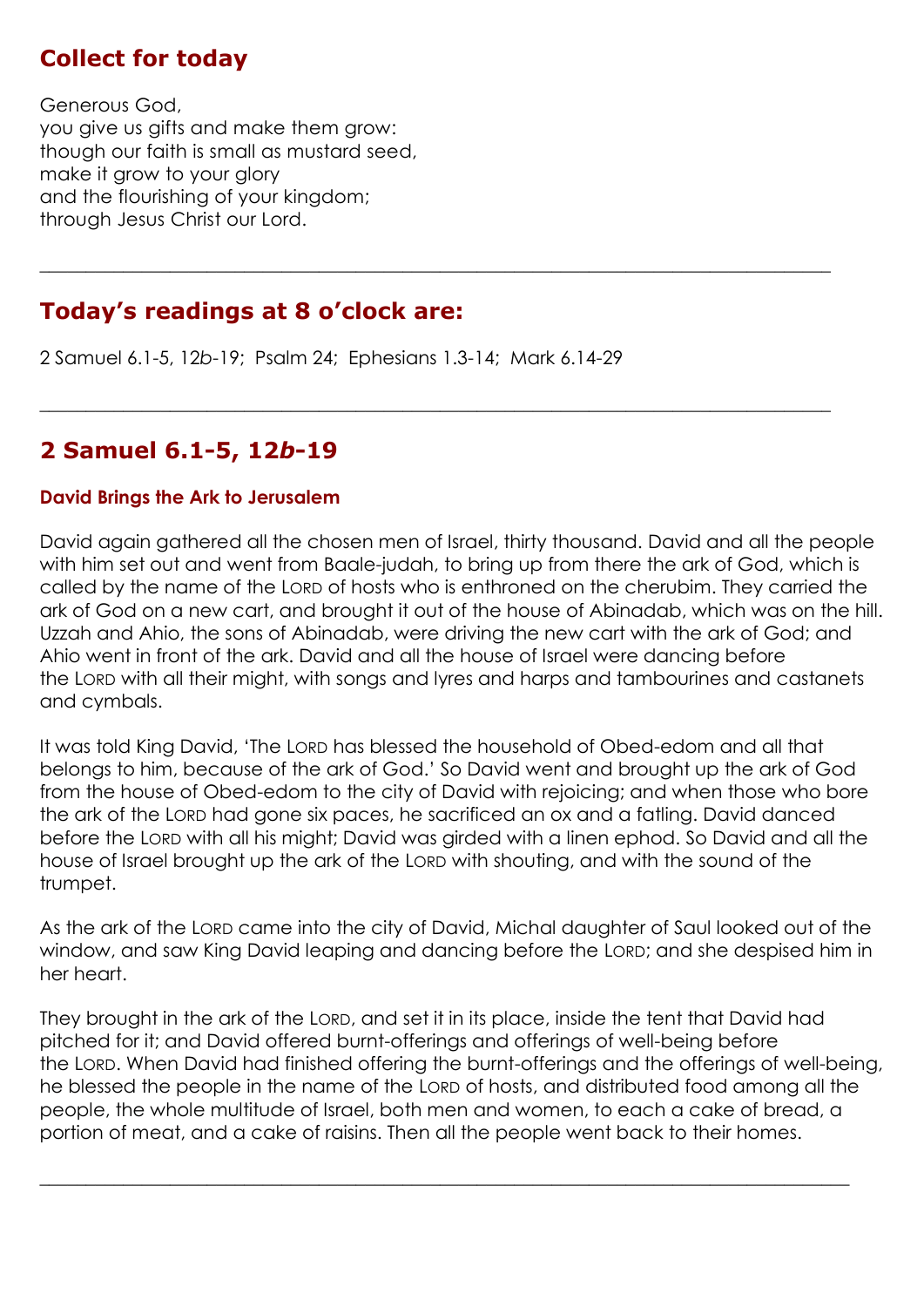## Collect for today

Generous God,
you give us gifts and make them grow:
though our faith is small as mustard seed,
make it grow to your glory
and the flourishing of your kingdom;
through Jesus Christ our Lord.

---

## Today's readings at 8 o'clock are:

2 Samuel 6.1-5, 12*b*-19;  Psalm 24;  Ephesians 1.3-14;  Mark 6.14-29

---

## 2 Samuel 6.1-5, 12*b*-19

### David Brings the Ark to Jerusalem

David again gathered all the chosen men of Israel, thirty thousand. David and all the people with him set out and went from Baale-judah, to bring up from there the ark of God, which is called by the name of the LORD of hosts who is enthroned on the cherubim. They carried the ark of God on a new cart, and brought it out of the house of Abinadab, which was on the hill. Uzzah and Ahio, the sons of Abinadab, were driving the new cart with the ark of God; and Ahio went in front of the ark. David and all the house of Israel were dancing before the LORD with all their might, with songs and lyres and harps and tambourines and castanets and cymbals.

It was told King David, 'The LORD has blessed the household of Obed-edom and all that belongs to him, because of the ark of God.' So David went and brought up the ark of God from the house of Obed-edom to the city of David with rejoicing; and when those who bore the ark of the LORD had gone six paces, he sacrificed an ox and a fatling. David danced before the LORD with all his might; David was girded with a linen ephod. So David and all the house of Israel brought up the ark of the LORD with shouting, and with the sound of the trumpet.

As the ark of the LORD came into the city of David, Michal daughter of Saul looked out of the window, and saw King David leaping and dancing before the LORD; and she despised him in her heart.

They brought in the ark of the LORD, and set it in its place, inside the tent that David had pitched for it; and David offered burnt-offerings and offerings of well-being before the LORD. When David had finished offering the burnt-offerings and the offerings of well-being, he blessed the people in the name of the LORD of hosts, and distributed food among all the people, the whole multitude of Israel, both men and women, to each a cake of bread, a portion of meat, and a cake of raisins. Then all the people went back to their homes.

---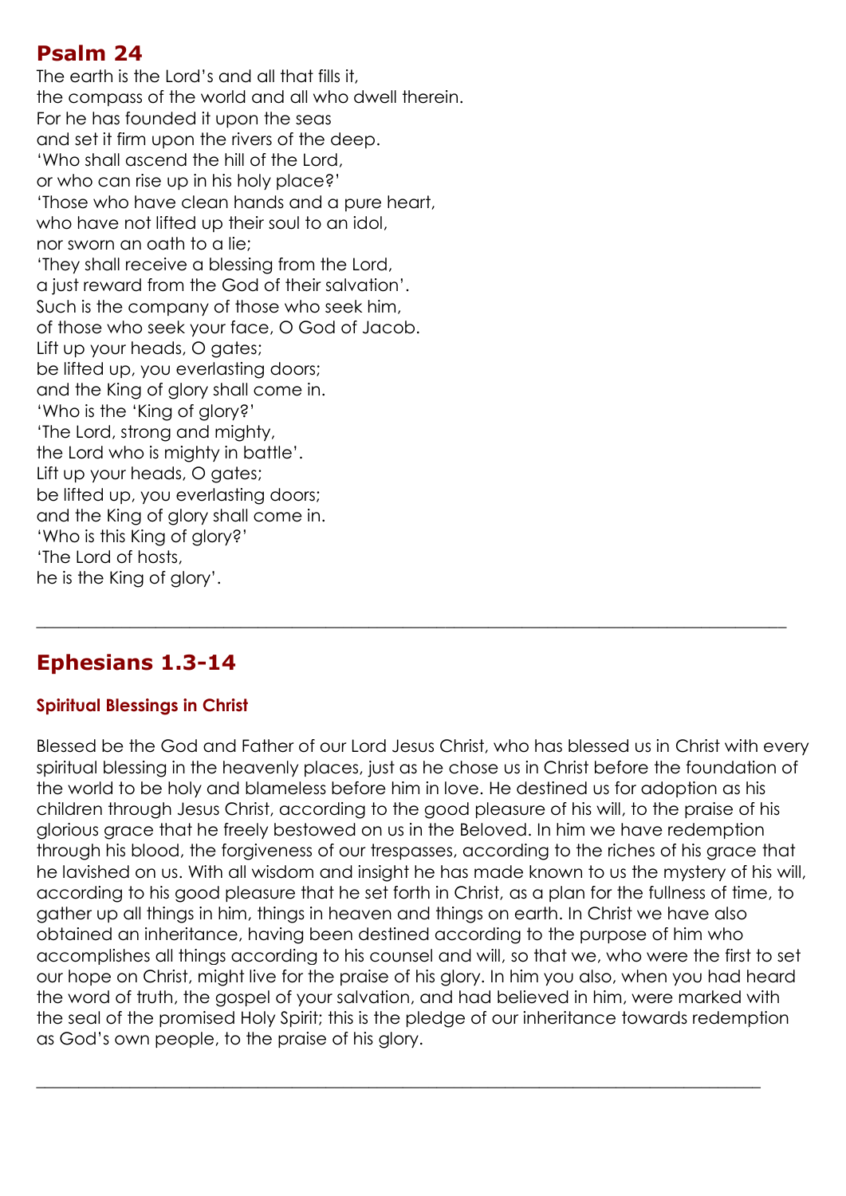## Psalm 24

The earth is the Lord's and all that fills it,  
the compass of the world and all who dwell therein.  
For he has founded it upon the seas  
and set it firm upon the rivers of the deep.  
'Who shall ascend the hill of the Lord,  
or who can rise up in his holy place?'  
'Those who have clean hands and a pure heart,  
who have not lifted up their soul to an idol,  
nor sworn an oath to a lie;  
'They shall receive a blessing from the Lord,  
a just reward from the God of their salvation'.  
Such is the company of those who seek him,  
of those who seek your face, O God of Jacob.  
Lift up your heads, O gates;  
be lifted up, you everlasting doors;  
and the King of glory shall come in.  
'Who is the 'King of glory?'  
'The Lord, strong and mighty,  
the Lord who is mighty in battle'.  
Lift up your heads, O gates;  
be lifted up, you everlasting doors;  
and the King of glory shall come in.  
'Who is this King of glory?'  
'The Lord of hosts,  
he is the King of glory'.

---

## Ephesians 1.3-14

### Spiritual Blessings in Christ

Blessed be the God and Father of our Lord Jesus Christ, who has blessed us in Christ with every spiritual blessing in the heavenly places, just as he chose us in Christ before the foundation of the world to be holy and blameless before him in love. He destined us for adoption as his children through Jesus Christ, according to the good pleasure of his will, to the praise of his glorious grace that he freely bestowed on us in the Beloved. In him we have redemption through his blood, the forgiveness of our trespasses, according to the riches of his grace that he lavished on us. With all wisdom and insight he has made known to us the mystery of his will, according to his good pleasure that he set forth in Christ, as a plan for the fullness of time, to gather up all things in him, things in heaven and things on earth. In Christ we have also obtained an inheritance, having been destined according to the purpose of him who accomplishes all things according to his counsel and will, so that we, who were the first to set our hope on Christ, might live for the praise of his glory. In him you also, when you had heard the word of truth, the gospel of your salvation, and had believed in him, were marked with the seal of the promised Holy Spirit; this is the pledge of our inheritance towards redemption as God's own people, to the praise of his glory.

---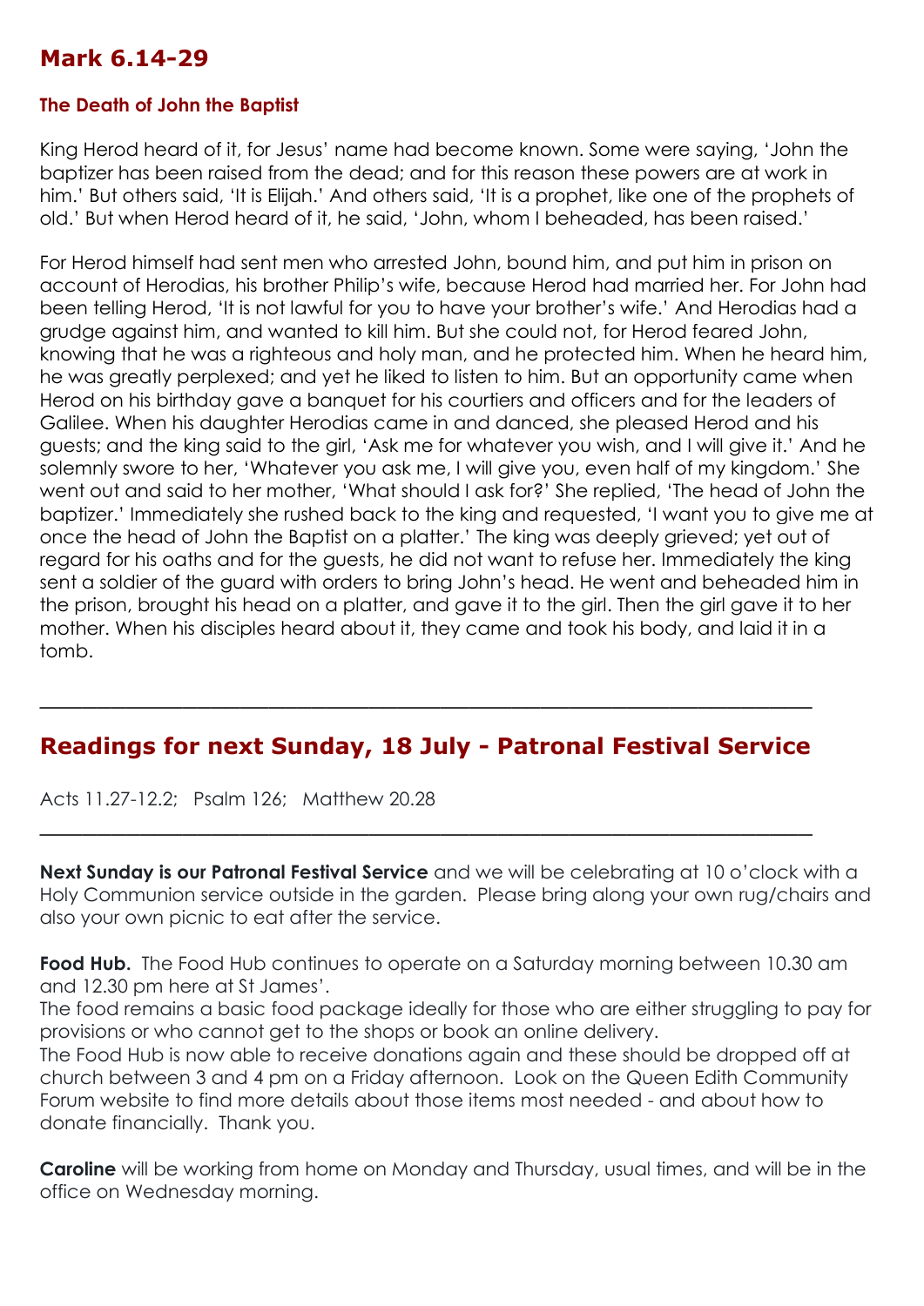## Mark 6.14-29

### The Death of John the Baptist

King Herod heard of it, for Jesus' name had become known. Some were saying, 'John the baptizer has been raised from the dead; and for this reason these powers are at work in him.' But others said, 'It is Elijah.' And others said, 'It is a prophet, like one of the prophets of old.' But when Herod heard of it, he said, 'John, whom I beheaded, has been raised.'

For Herod himself had sent men who arrested John, bound him, and put him in prison on account of Herodias, his brother Philip's wife, because Herod had married her. For John had been telling Herod, 'It is not lawful for you to have your brother's wife.' And Herodias had a grudge against him, and wanted to kill him. But she could not, for Herod feared John, knowing that he was a righteous and holy man, and he protected him. When he heard him, he was greatly perplexed; and yet he liked to listen to him. But an opportunity came when Herod on his birthday gave a banquet for his courtiers and officers and for the leaders of Galilee. When his daughter Herodias came in and danced, she pleased Herod and his guests; and the king said to the girl, 'Ask me for whatever you wish, and I will give it.' And he solemnly swore to her, 'Whatever you ask me, I will give you, even half of my kingdom.' She went out and said to her mother, 'What should I ask for?' She replied, 'The head of John the baptizer.' Immediately she rushed back to the king and requested, 'I want you to give me at once the head of John the Baptist on a platter.' The king was deeply grieved; yet out of regard for his oaths and for the guests, he did not want to refuse her. Immediately the king sent a soldier of the guard with orders to bring John's head. He went and beheaded him in the prison, brought his head on a platter, and gave it to the girl. Then the girl gave it to her mother. When his disciples heard about it, they came and took his body, and laid it in a tomb.

---

## Readings for next Sunday, 18 July - Patronal Festival Service

Acts 11.27-12.2;   Psalm 126;   Matthew 20.28

---

**Next Sunday is our Patronal Festival Service** and we will be celebrating at 10 o'clock with a Holy Communion service outside in the garden. Please bring along your own rug/chairs and also your own picnic to eat after the service.

**Food Hub.** The Food Hub continues to operate on a Saturday morning between 10.30 am and 12.30 pm here at St James'.
The food remains a basic food package ideally for those who are either struggling to pay for provisions or who cannot get to the shops or book an online delivery.
The Food Hub is now able to receive donations again and these should be dropped off at church between 3 and 4 pm on a Friday afternoon. Look on the Queen Edith Community Forum website to find more details about those items most needed - and about how to donate financially. Thank you.

**Caroline** will be working from home on Monday and Thursday, usual times, and will be in the office on Wednesday morning.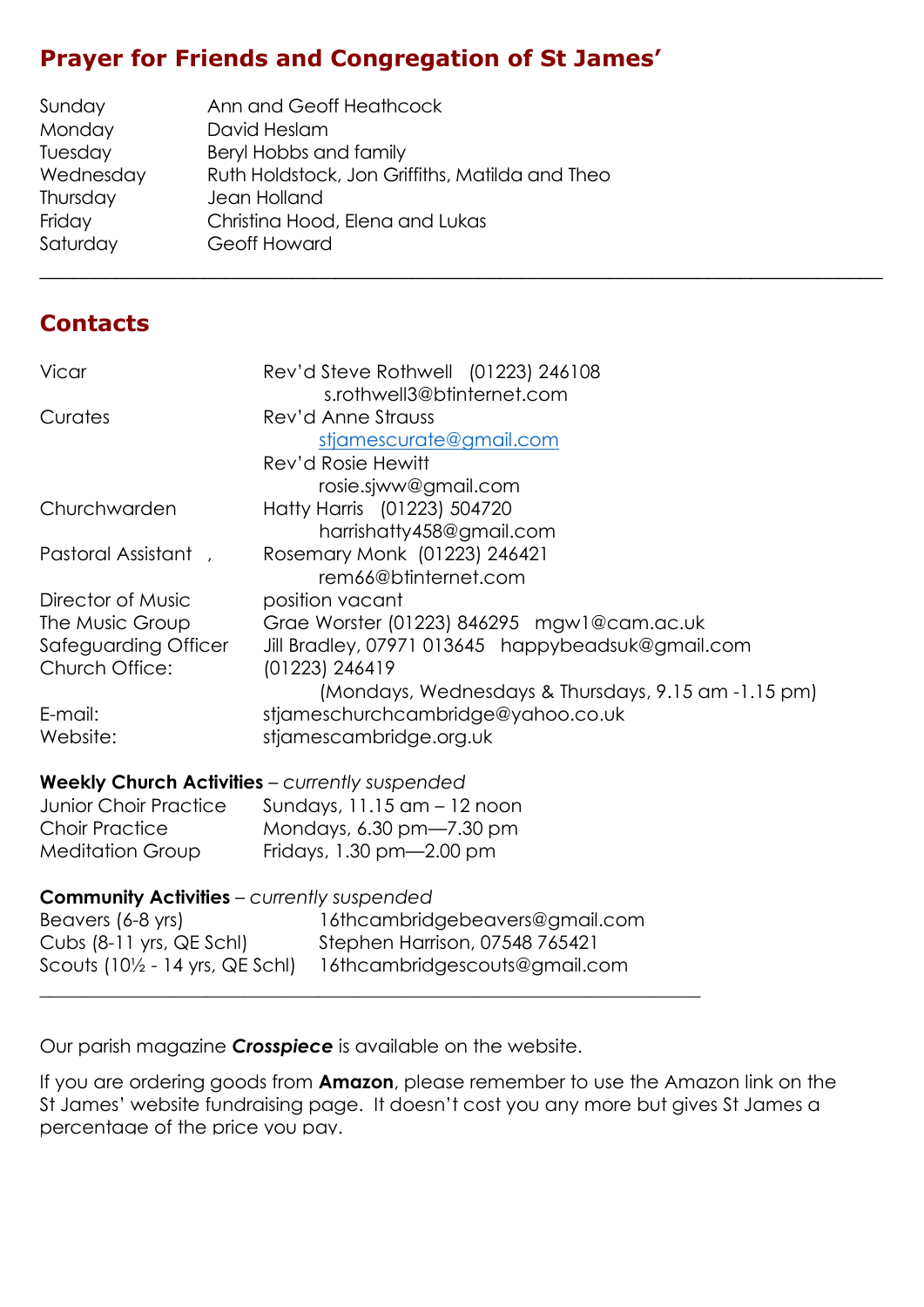## Prayer for Friends and Congregation of St James'

| | |
|---|---|
| Sunday | Ann and Geoff Heathcock |
| Monday | David Heslam |
| Tuesday | Beryl Hobbs and family |
| Wednesday | Ruth Holdstock, Jon Griffiths, Matilda and Theo |
| Thursday | Jean Holland |
| Friday | Christina Hood, Elena and Lukas |
| Saturday | Geoff Howard |

---

## Contacts

| | |
|---|---|
| Vicar | Rev'd Steve Rothwell (01223) 246108<br>s.rothwell3@btinternet.com |
| Curates | Rev'd Anne Strauss<br>stjamescurate@gmail.com<br>Rev'd Rosie Hewitt<br>rosie.sjww@gmail.com |
| Churchwarden | Hatty Harris (01223) 504720<br>harrishatty458@gmail.com |
| Pastoral Assistant , | Rosemary Monk (01223) 246421<br>rem66@btinternet.com |
| Director of Music | position vacant |
| The Music Group | Grae Worster (01223) 846295 mgw1@cam.ac.uk |
| Safeguarding Officer | Jill Bradley, 07971 013645 happybeadsuk@gmail.com |
| Church Office: | (01223) 246419<br>(Mondays, Wednesdays & Thursdays, 9.15 am -1.15 pm) |
| E-mail: | stjameschurchcambridge@yahoo.co.uk |
| Website: | stjamescambridge.org.uk |

**Weekly Church Activities** – *currently suspended*

| | |
|---|---|
| Junior Choir Practice | Sundays, 11.15 am – 12 noon |
| Choir Practice | Mondays, 6.30 pm—7.30 pm |
| Meditation Group | Fridays, 1.30 pm—2.00 pm |

**Community Activities** – *currently suspended*

| | |
|---|---|
| Beavers (6-8 yrs) | 16thcambridgebeavers@gmail.com |
| Cubs (8-11 yrs, QE Schl) | Stephen Harrison, 07548 765421 |
| Scouts (10½ - 14 yrs, QE Schl) | 16thcambridgescouts@gmail.com |

---

Our parish magazine ***Crosspiece*** is available on the website.

If you are ordering goods from **Amazon**, please remember to use the Amazon link on the St James' website fundraising page. It doesn't cost you any more but gives St James a percentage of the price you pay.